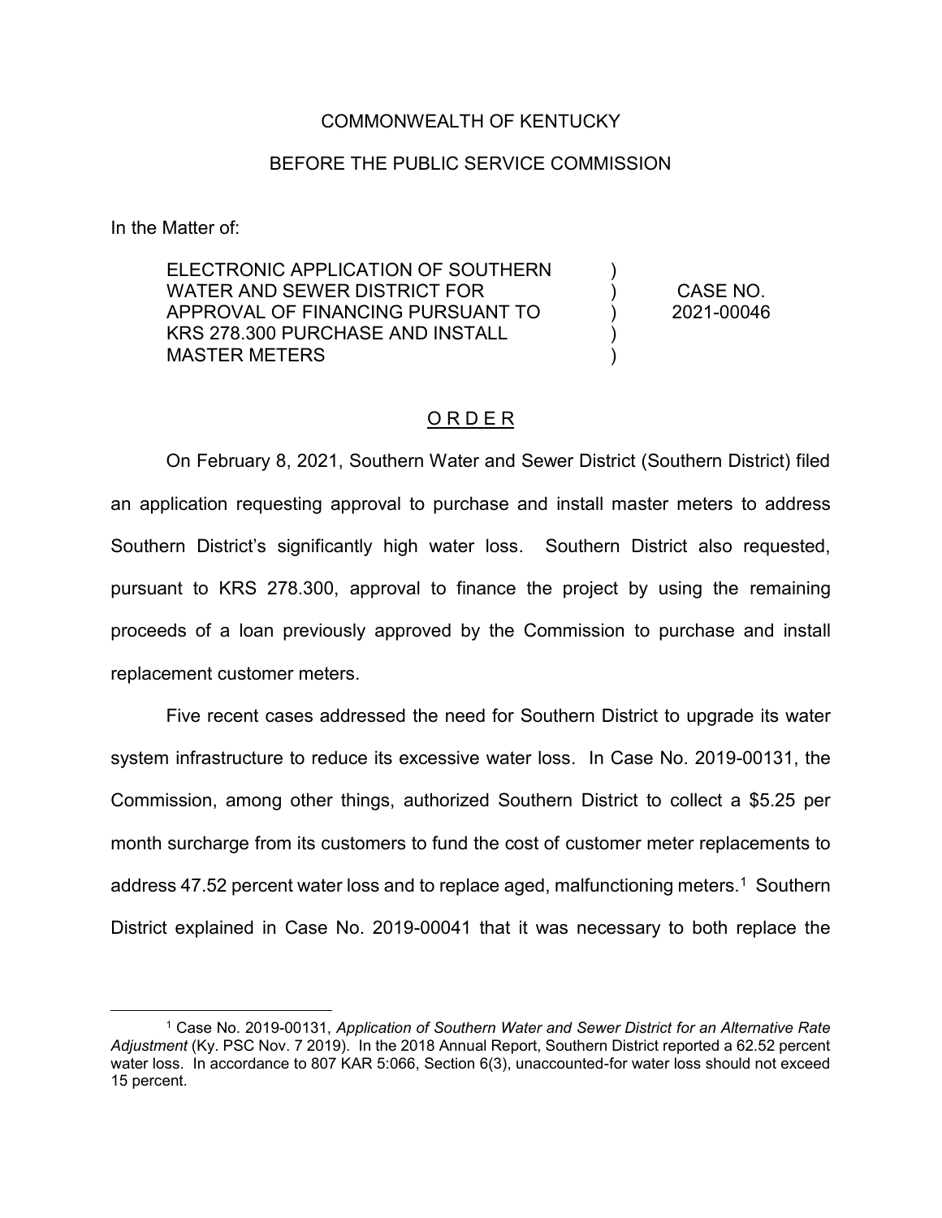COMMONWEALTH OF KENTUCKY

BEFORE THE PUBLIC SERVICE COMMISSION

In the Matter of:

| | | |
|---|---|---|
| ELECTRONIC APPLICATION OF SOUTHERN WATER AND SEWER DISTRICT FOR APPROVAL OF FINANCING PURSUANT TO KRS 278.300 PURCHASE AND INSTALL MASTER METERS | ) ) ) ) ) | CASE NO. 2021-00046 |

## O R D E R

On February 8, 2021, Southern Water and Sewer District (Southern District) filed an application requesting approval to purchase and install master meters to address Southern District's significantly high water loss. Southern District also requested, pursuant to KRS 278.300, approval to finance the project by using the remaining proceeds of a loan previously approved by the Commission to purchase and install replacement customer meters.

Five recent cases addressed the need for Southern District to upgrade its water system infrastructure to reduce its excessive water loss. In Case No. 2019-00131, the Commission, among other things, authorized Southern District to collect a $5.25 per month surcharge from its customers to fund the cost of customer meter replacements to address 47.52 percent water loss and to replace aged, malfunctioning meters.[1] Southern District explained in Case No. 2019-00041 that it was necessary to both replace the

---

[1] Case No. 2019-00131, *Application of Southern Water and Sewer District for an Alternative Rate Adjustment* (Ky. PSC Nov. 7 2019). In the 2018 Annual Report, Southern District reported a 62.52 percent water loss. In accordance to 807 KAR 5:066, Section 6(3), unaccounted-for water loss should not exceed 15 percent.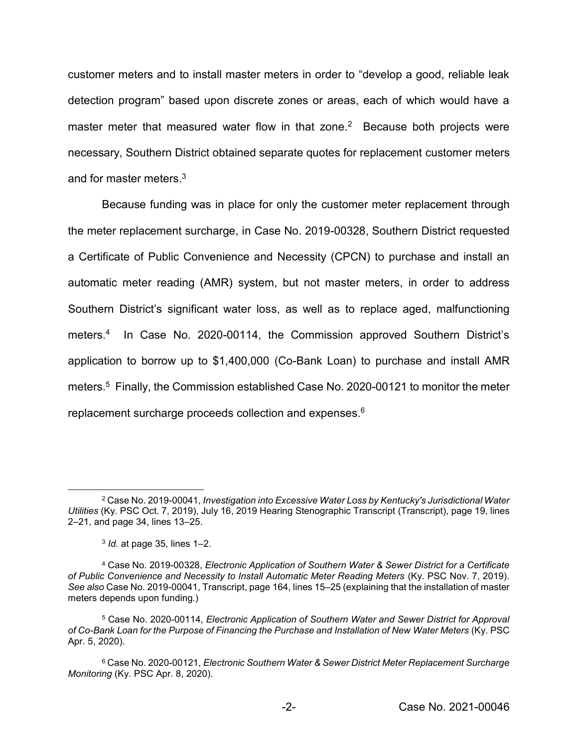customer meters and to install master meters in order to "develop a good, reliable leak detection program" based upon discrete zones or areas, each of which would have a master meter that measured water flow in that zone.[2] Because both projects were necessary, Southern District obtained separate quotes for replacement customer meters and for master meters.[3]

Because funding was in place for only the customer meter replacement through the meter replacement surcharge, in Case No. 2019-00328, Southern District requested a Certificate of Public Convenience and Necessity (CPCN) to purchase and install an automatic meter reading (AMR) system, but not master meters, in order to address Southern District's significant water loss, as well as to replace aged, malfunctioning meters.[4] In Case No. 2020-00114, the Commission approved Southern District's application to borrow up to $1,400,000 (Co-Bank Loan) to purchase and install AMR meters.[5] Finally, the Commission established Case No. 2020-00121 to monitor the meter replacement surcharge proceeds collection and expenses.[6]

---

[2] Case No. 2019-00041, *Investigation into Excessive Water Loss by Kentucky's Jurisdictional Water Utilities* (Ky. PSC Oct. 7, 2019), July 16, 2019 Hearing Stenographic Transcript (Transcript), page 19, lines 2–21, and page 34, lines 13–25.

[3] *Id.* at page 35, lines 1–2.

[4] Case No. 2019-00328, *Electronic Application of Southern Water & Sewer District for a Certificate of Public Convenience and Necessity to Install Automatic Meter Reading Meters* (Ky. PSC Nov. 7, 2019). *See also* Case No. 2019-00041, Transcript, page 164, lines 15–25 (explaining that the installation of master meters depends upon funding.)

[5] Case No. 2020-00114, *Electronic Application of Southern Water and Sewer District for Approval of Co-Bank Loan for the Purpose of Financing the Purchase and Installation of New Water Meters* (Ky. PSC Apr. 5, 2020).

[6] Case No. 2020-00121, *Electronic Southern Water & Sewer District Meter Replacement Surcharge Monitoring* (Ky. PSC Apr. 8, 2020).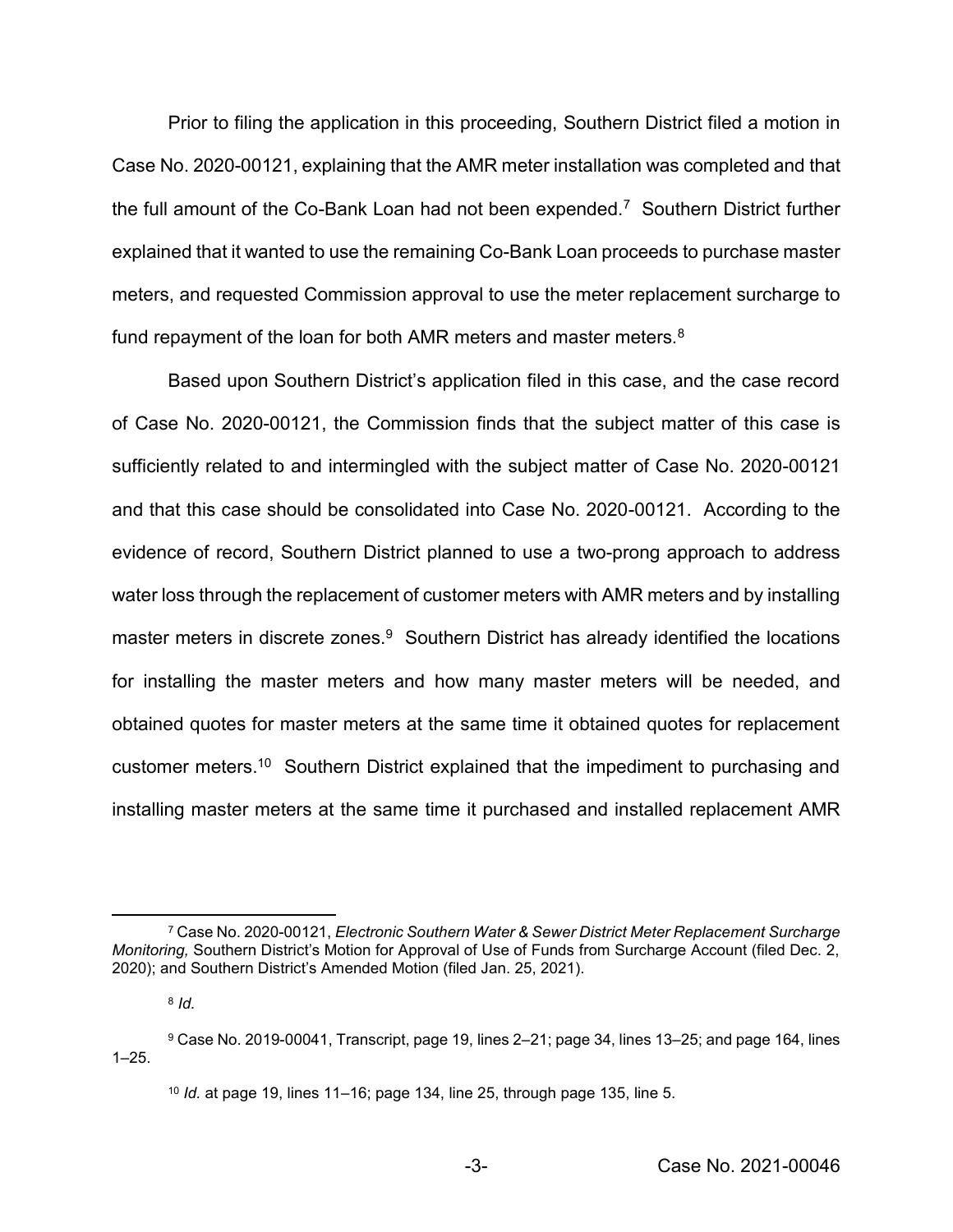Prior to filing the application in this proceeding, Southern District filed a motion in Case No. 2020-00121, explaining that the AMR meter installation was completed and that the full amount of the Co-Bank Loan had not been expended.[7] Southern District further explained that it wanted to use the remaining Co-Bank Loan proceeds to purchase master meters, and requested Commission approval to use the meter replacement surcharge to fund repayment of the loan for both AMR meters and master meters.[8]

Based upon Southern District's application filed in this case, and the case record of Case No. 2020-00121, the Commission finds that the subject matter of this case is sufficiently related to and intermingled with the subject matter of Case No. 2020-00121 and that this case should be consolidated into Case No. 2020-00121. According to the evidence of record, Southern District planned to use a two-prong approach to address water loss through the replacement of customer meters with AMR meters and by installing master meters in discrete zones.[9] Southern District has already identified the locations for installing the master meters and how many master meters will be needed, and obtained quotes for master meters at the same time it obtained quotes for replacement customer meters.[10] Southern District explained that the impediment to purchasing and installing master meters at the same time it purchased and installed replacement AMR

---

[7] Case No. 2020-00121, *Electronic Southern Water & Sewer District Meter Replacement Surcharge Monitoring,* Southern District's Motion for Approval of Use of Funds from Surcharge Account (filed Dec. 2, 2020); and Southern District's Amended Motion (filed Jan. 25, 2021).

[8] *Id.*

[9] Case No. 2019-00041, Transcript, page 19, lines 2–21; page 34, lines 13–25; and page 164, lines 1–25.

[10] *Id.* at page 19, lines 11–16; page 134, line 25, through page 135, line 5.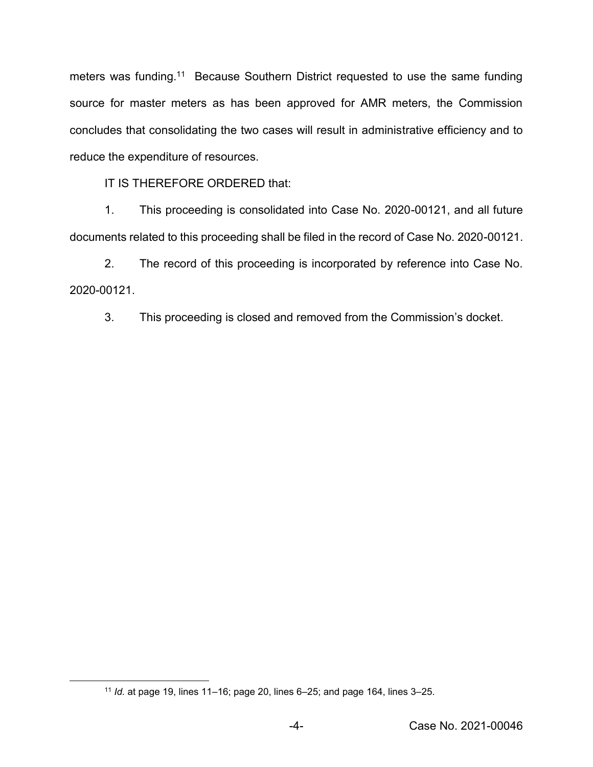meters was funding.[11] Because Southern District requested to use the same funding source for master meters as has been approved for AMR meters, the Commission concludes that consolidating the two cases will result in administrative efficiency and to reduce the expenditure of resources.

IT IS THEREFORE ORDERED that:

1. This proceeding is consolidated into Case No. 2020-00121, and all future documents related to this proceeding shall be filed in the record of Case No. 2020-00121.

2. The record of this proceeding is incorporated by reference into Case No. 2020-00121.

3. This proceeding is closed and removed from the Commission's docket.

[11] *Id.* at page 19, lines 11–16; page 20, lines 6–25; and page 164, lines 3–25.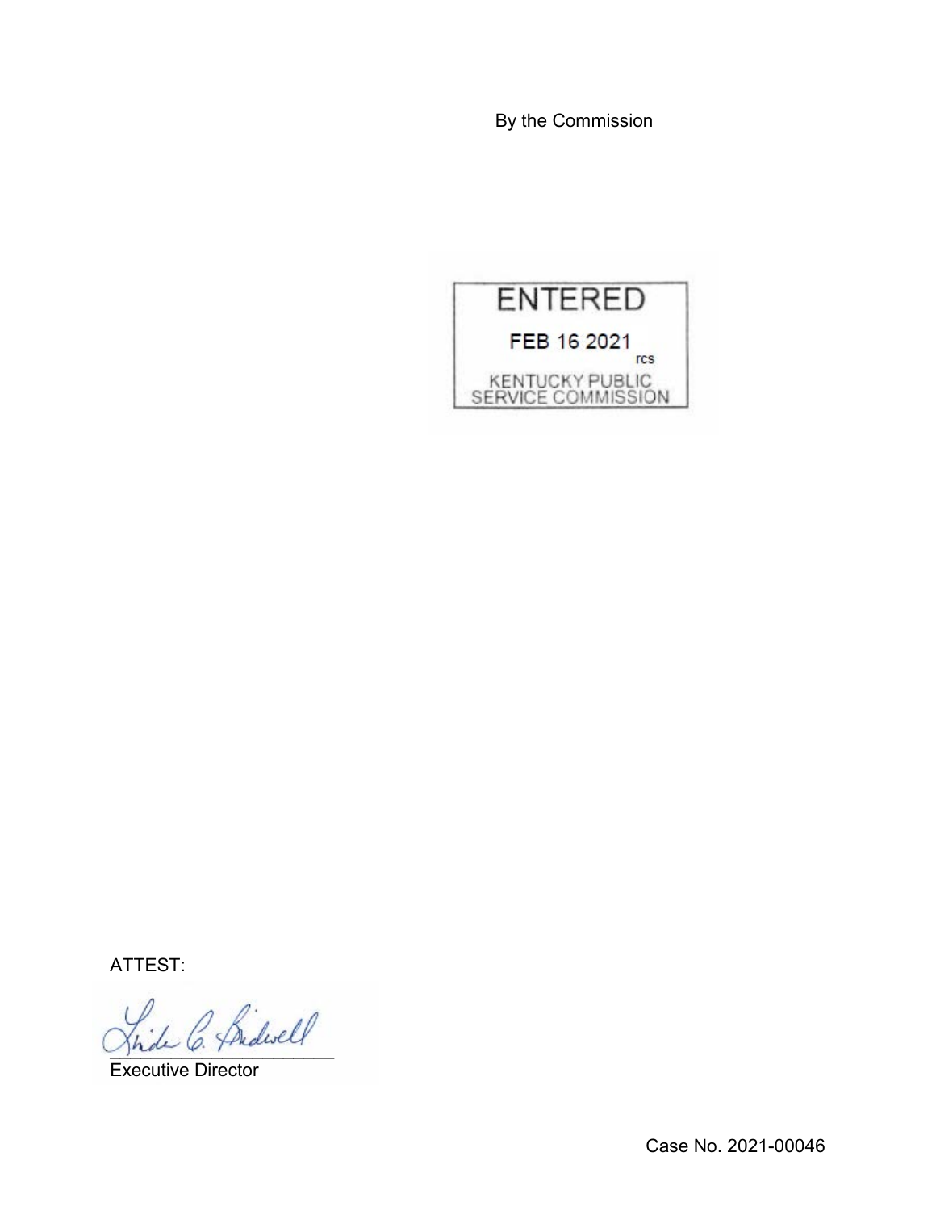By the Commission

ENTERED

FEB 16 2021

rcs

KENTUCKY PUBLIC SERVICE COMMISSION

ATTEST:

Executive Director

Case No. 2021-00046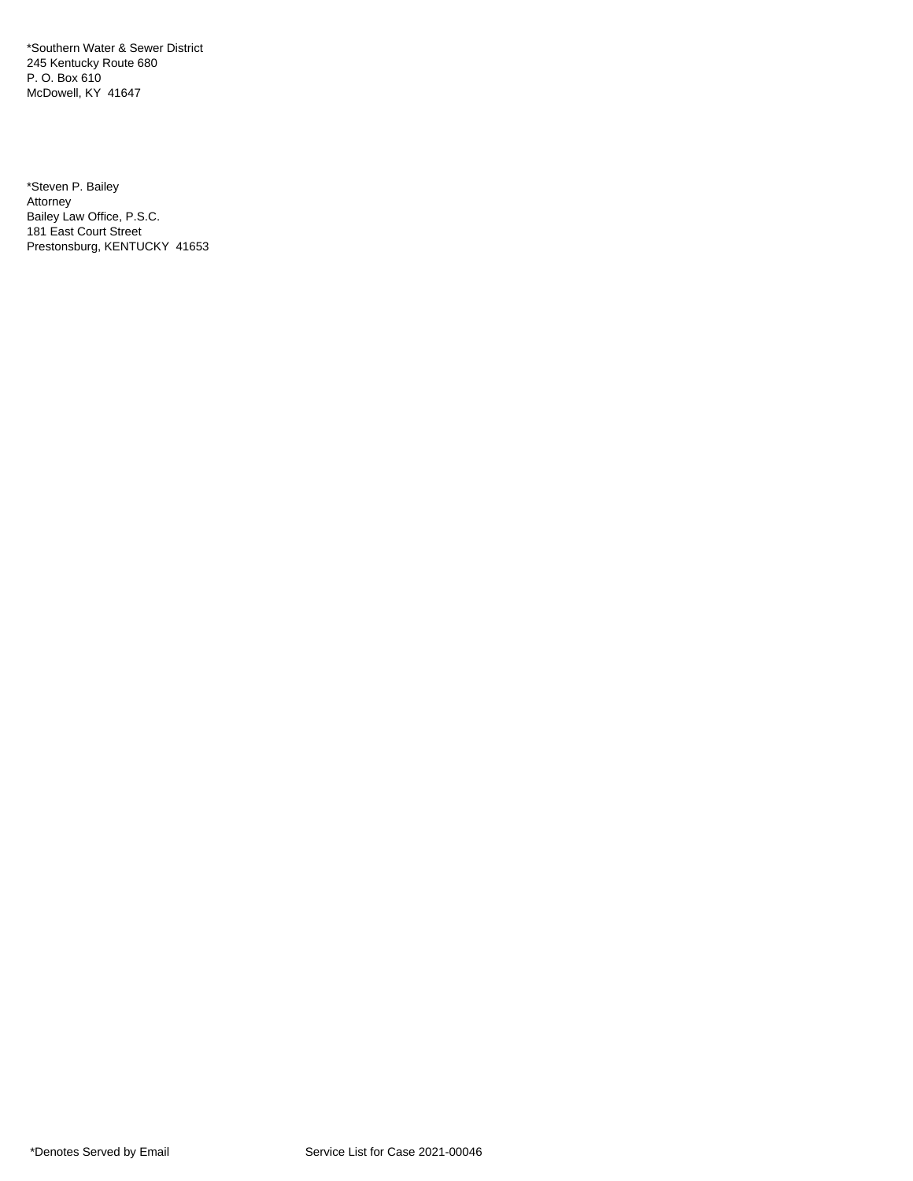*Southern Water & Sewer District
245 Kentucky Route 680
P. O. Box 610
McDowell, KY  41647

*Steven P. Bailey
Attorney
Bailey Law Office, P.S.C.
181 East Court Street
Prestonsburg, KENTUCKY  41653

*Denotes Served by Email

Service List for Case 2021-00046